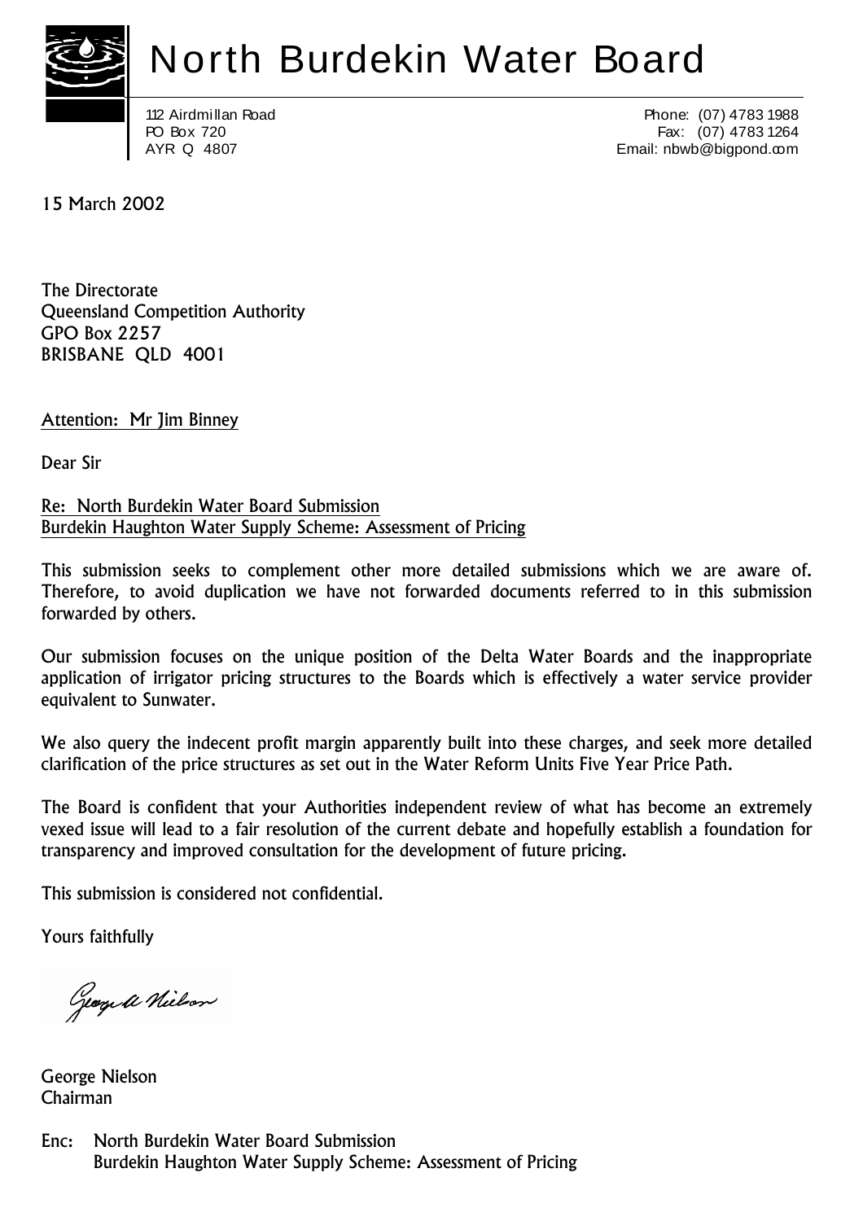# North Burdekin Water Board

112 Airdmillan Road
PO Box 720
AYR Q 4807

Phone: (07) 4783 1988
Fax: (07) 4783 1264
Email: nbwb@bigpond.com

15 March 2002

The Directorate
Queensland Competition Authority
GPO Box 2257
BRISBANE QLD 4001

Attention: Mr Jim Binney

Dear Sir

Re: North Burdekin Water Board Submission
Burdekin Haughton Water Supply Scheme: Assessment of Pricing

This submission seeks to complement other more detailed submissions which we are aware of. Therefore, to avoid duplication we have not forwarded documents referred to in this submission forwarded by others.

Our submission focuses on the unique position of the Delta Water Boards and the inappropriate application of irrigator pricing structures to the Boards which is effectively a water service provider equivalent to Sunwater.

We also query the indecent profit margin apparently built into these charges, and seek more detailed clarification of the price structures as set out in the Water Reform Units Five Year Price Path.

The Board is confident that your Authorities independent review of what has become an extremely vexed issue will lead to a fair resolution of the current debate and hopefully establish a foundation for transparency and improved consultation for the development of future pricing.

This submission is considered not confidential.

Yours faithfully

George Nielson
Chairman

Enc: North Burdekin Water Board Submission
Burdekin Haughton Water Supply Scheme: Assessment of Pricing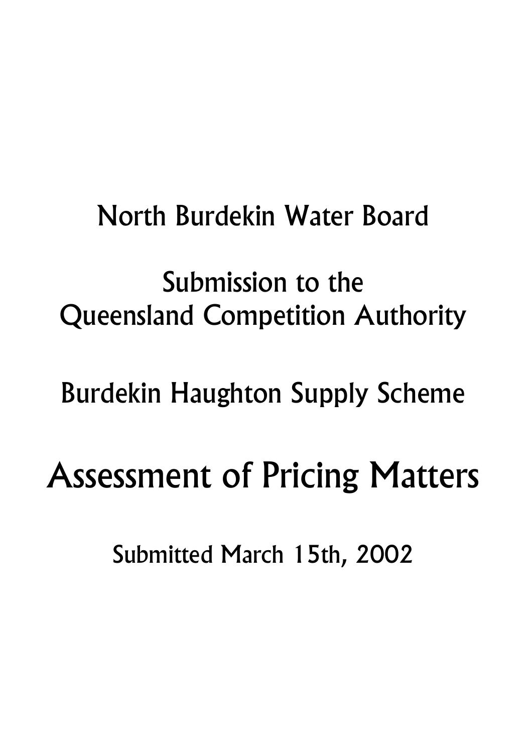North Burdekin Water Board

Submission to the
Queensland Competition Authority

Burdekin Haughton Supply Scheme

# Assessment of Pricing Matters

Submitted March 15th, 2002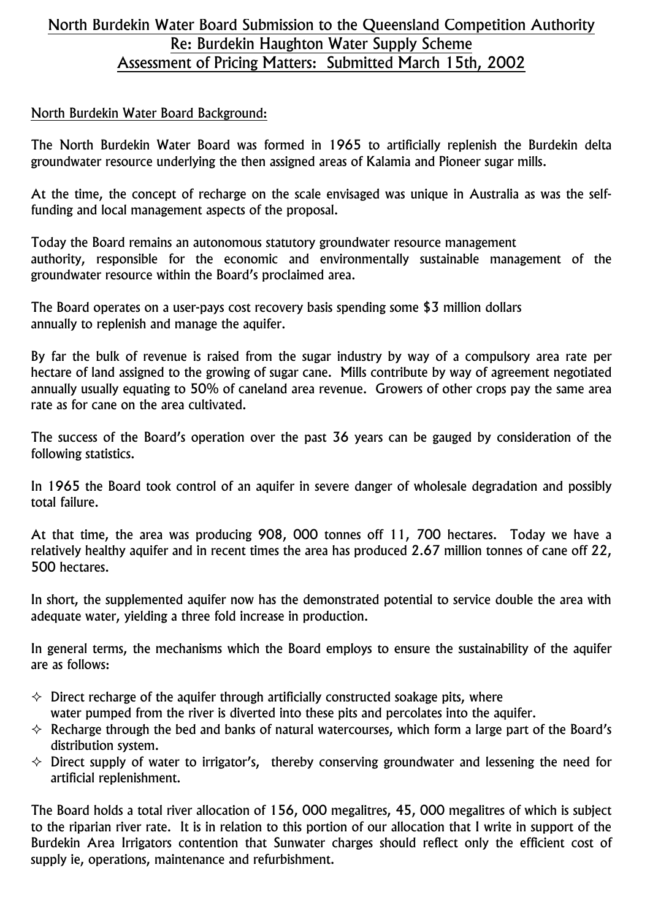# North Burdekin Water Board Submission to the Queensland Competition Authority
# Re: Burdekin Haughton Water Supply Scheme
# Assessment of Pricing Matters: Submitted March 15th, 2002

## North Burdekin Water Board Background:

The North Burdekin Water Board was formed in 1965 to artificially replenish the Burdekin delta groundwater resource underlying the then assigned areas of Kalamia and Pioneer sugar mills.

At the time, the concept of recharge on the scale envisaged was unique in Australia as was the self-funding and local management aspects of the proposal.

Today the Board remains an autonomous statutory groundwater resource management authority, responsible for the economic and environmentally sustainable management of the groundwater resource within the Board's proclaimed area.

The Board operates on a user-pays cost recovery basis spending some $3 million dollars annually to replenish and manage the aquifer.

By far the bulk of revenue is raised from the sugar industry by way of a compulsory area rate per hectare of land assigned to the growing of sugar cane. Mills contribute by way of agreement negotiated annually usually equating to 50% of caneland area revenue. Growers of other crops pay the same area rate as for cane on the area cultivated.

The success of the Board's operation over the past 36 years can be gauged by consideration of the following statistics.

In 1965 the Board took control of an aquifer in severe danger of wholesale degradation and possibly total failure.

At that time, the area was producing 908, 000 tonnes off 11, 700 hectares. Today we have a relatively healthy aquifer and in recent times the area has produced 2.67 million tonnes of cane off 22, 500 hectares.

In short, the supplemented aquifer now has the demonstrated potential to service double the area with adequate water, yielding a three fold increase in production.

In general terms, the mechanisms which the Board employs to ensure the sustainability of the aquifer are as follows:

- Direct recharge of the aquifer through artificially constructed soakage pits, where water pumped from the river is diverted into these pits and percolates into the aquifer.
- Recharge through the bed and banks of natural watercourses, which form a large part of the Board's distribution system.
- Direct supply of water to irrigator's, thereby conserving groundwater and lessening the need for artificial replenishment.

The Board holds a total river allocation of 156, 000 megalitres, 45, 000 megalitres of which is subject to the riparian river rate. It is in relation to this portion of our allocation that I write in support of the Burdekin Area Irrigators contention that Sunwater charges should reflect only the efficient cost of supply ie, operations, maintenance and refurbishment.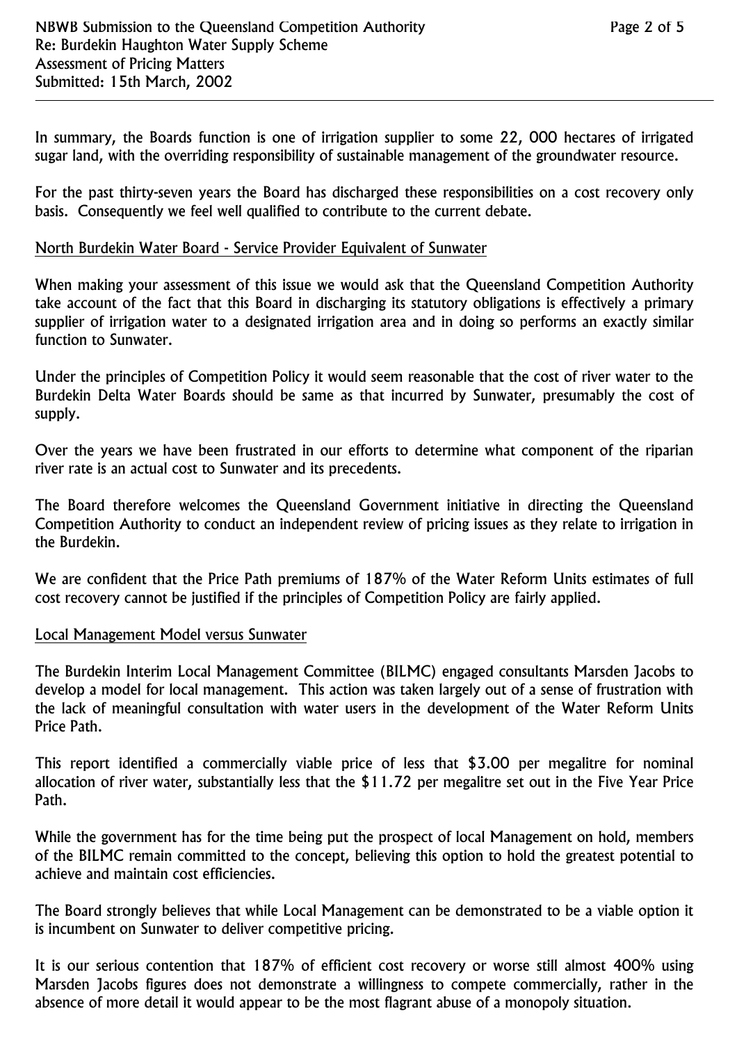In summary, the Boards function is one of irrigation supplier to some 22, 000 hectares of irrigated sugar land, with the overriding responsibility of sustainable management of the groundwater resource.

For the past thirty-seven years the Board has discharged these responsibilities on a cost recovery only basis. Consequently we feel well qualified to contribute to the current debate.

## North Burdekin Water Board - Service Provider Equivalent of Sunwater

When making your assessment of this issue we would ask that the Queensland Competition Authority take account of the fact that this Board in discharging its statutory obligations is effectively a primary supplier of irrigation water to a designated irrigation area and in doing so performs an exactly similar function to Sunwater.

Under the principles of Competition Policy it would seem reasonable that the cost of river water to the Burdekin Delta Water Boards should be same as that incurred by Sunwater, presumably the cost of supply.

Over the years we have been frustrated in our efforts to determine what component of the riparian river rate is an actual cost to Sunwater and its precedents.

The Board therefore welcomes the Queensland Government initiative in directing the Queensland Competition Authority to conduct an independent review of pricing issues as they relate to irrigation in the Burdekin.

We are confident that the Price Path premiums of 187% of the Water Reform Units estimates of full cost recovery cannot be justified if the principles of Competition Policy are fairly applied.

## Local Management Model versus Sunwater

The Burdekin Interim Local Management Committee (BILMC) engaged consultants Marsden Jacobs to develop a model for local management. This action was taken largely out of a sense of frustration with the lack of meaningful consultation with water users in the development of the Water Reform Units Price Path.

This report identified a commercially viable price of less that $3.00 per megalitre for nominal allocation of river water, substantially less that the $11.72 per megalitre set out in the Five Year Price Path.

While the government has for the time being put the prospect of local Management on hold, members of the BILMC remain committed to the concept, believing this option to hold the greatest potential to achieve and maintain cost efficiencies.

The Board strongly believes that while Local Management can be demonstrated to be a viable option it is incumbent on Sunwater to deliver competitive pricing.

It is our serious contention that 187% of efficient cost recovery or worse still almost 400% using Marsden Jacobs figures does not demonstrate a willingness to compete commercially, rather in the absence of more detail it would appear to be the most flagrant abuse of a monopoly situation.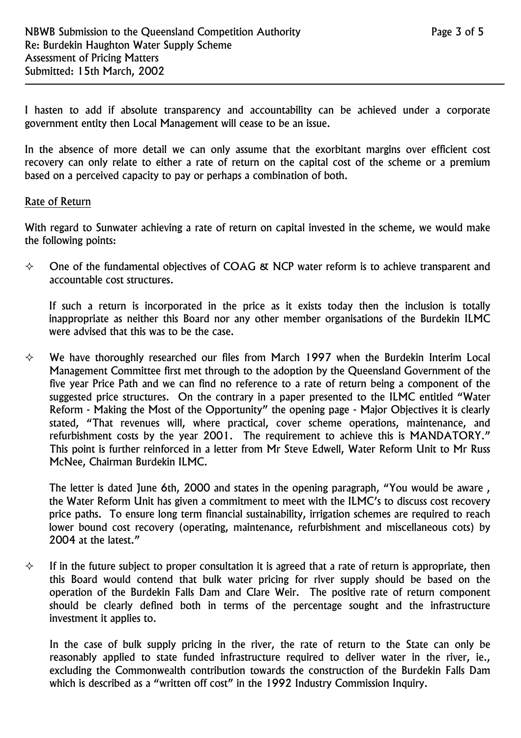I hasten to add if absolute transparency and accountability can be achieved under a corporate government entity then Local Management will cease to be an issue.

In the absence of more detail we can only assume that the exorbitant margins over efficient cost recovery can only relate to either a rate of return on the capital cost of the scheme or a premium based on a perceived capacity to pay or perhaps a combination of both.

<u>Rate of Return</u>

With regard to Sunwater achieving a rate of return on capital invested in the scheme, we would make the following points:

- One of the fundamental objectives of COAG & NCP water reform is to achieve transparent and accountable cost structures.

  If such a return is incorporated in the price as it exists today then the inclusion is totally inappropriate as neither this Board nor any other member organisations of the Burdekin ILMC were advised that this was to be the case.

- We have thoroughly researched our files from March 1997 when the Burdekin Interim Local Management Committee first met through to the adoption by the Queensland Government of the five year Price Path and we can find no reference to a rate of return being a component of the suggested price structures. On the contrary in a paper presented to the ILMC entitled "Water Reform - Making the Most of the Opportunity" the opening page - Major Objectives it is clearly stated, "That revenues will, where practical, cover scheme operations, maintenance, and refurbishment costs by the year 2001. The requirement to achieve this is MANDATORY." This point is further reinforced in a letter from Mr Steve Edwell, Water Reform Unit to Mr Russ McNee, Chairman Burdekin ILMC.

  The letter is dated June 6th, 2000 and states in the opening paragraph, "You would be aware , the Water Reform Unit has given a commitment to meet with the ILMC's to discuss cost recovery price paths. To ensure long term financial sustainability, irrigation schemes are required to reach lower bound cost recovery (operating, maintenance, refurbishment and miscellaneous cots) by 2004 at the latest."

- If in the future subject to proper consultation it is agreed that a rate of return is appropriate, then this Board would contend that bulk water pricing for river supply should be based on the operation of the Burdekin Falls Dam and Clare Weir. The positive rate of return component should be clearly defined both in terms of the percentage sought and the infrastructure investment it applies to.

  In the case of bulk supply pricing in the river, the rate of return to the State can only be reasonably applied to state funded infrastructure required to deliver water in the river, ie., excluding the Commonwealth contribution towards the construction of the Burdekin Falls Dam which is described as a "written off cost" in the 1992 Industry Commission Inquiry.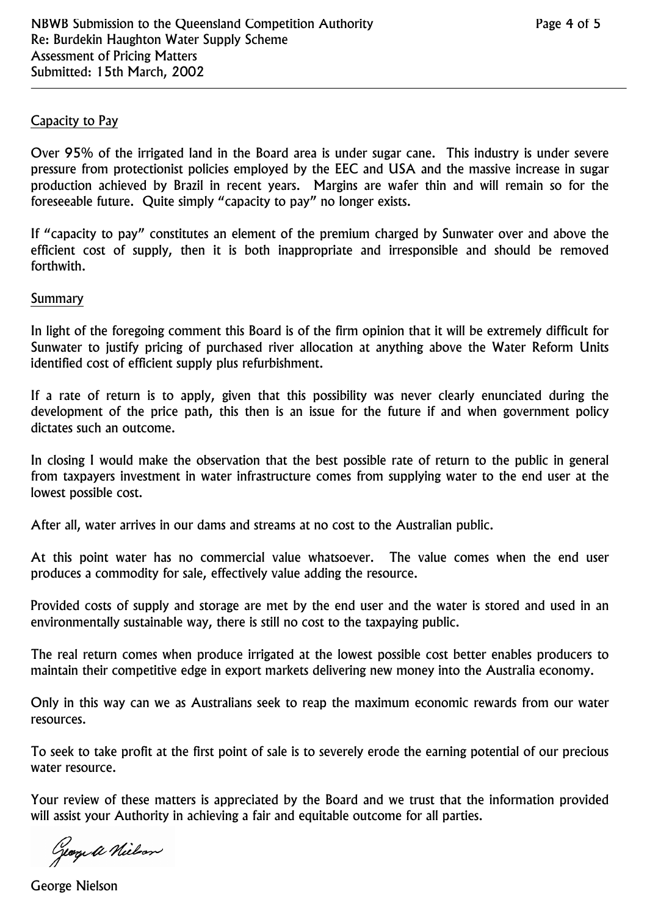Capacity to Pay

Over 95% of the irrigated land in the Board area is under sugar cane. This industry is under severe pressure from protectionist policies employed by the EEC and USA and the massive increase in sugar production achieved by Brazil in recent years. Margins are wafer thin and will remain so for the foreseeable future. Quite simply "capacity to pay" no longer exists.

If "capacity to pay" constitutes an element of the premium charged by Sunwater over and above the efficient cost of supply, then it is both inappropriate and irresponsible and should be removed forthwith.

Summary

In light of the foregoing comment this Board is of the firm opinion that it will be extremely difficult for Sunwater to justify pricing of purchased river allocation at anything above the Water Reform Units identified cost of efficient supply plus refurbishment.

If a rate of return is to apply, given that this possibility was never clearly enunciated during the development of the price path, this then is an issue for the future if and when government policy dictates such an outcome.

In closing I would make the observation that the best possible rate of return to the public in general from taxpayers investment in water infrastructure comes from supplying water to the end user at the lowest possible cost.

After all, water arrives in our dams and streams at no cost to the Australian public.

At this point water has no commercial value whatsoever. The value comes when the end user produces a commodity for sale, effectively value adding the resource.

Provided costs of supply and storage are met by the end user and the water is stored and used in an environmentally sustainable way, there is still no cost to the taxpaying public.

The real return comes when produce irrigated at the lowest possible cost better enables producers to maintain their competitive edge in export markets delivering new money into the Australia economy.

Only in this way can we as Australians seek to reap the maximum economic rewards from our water resources.

To seek to take profit at the first point of sale is to severely erode the earning potential of our precious water resource.

Your review of these matters is appreciated by the Board and we trust that the information provided will assist your Authority in achieving a fair and equitable outcome for all parties.

George Nielson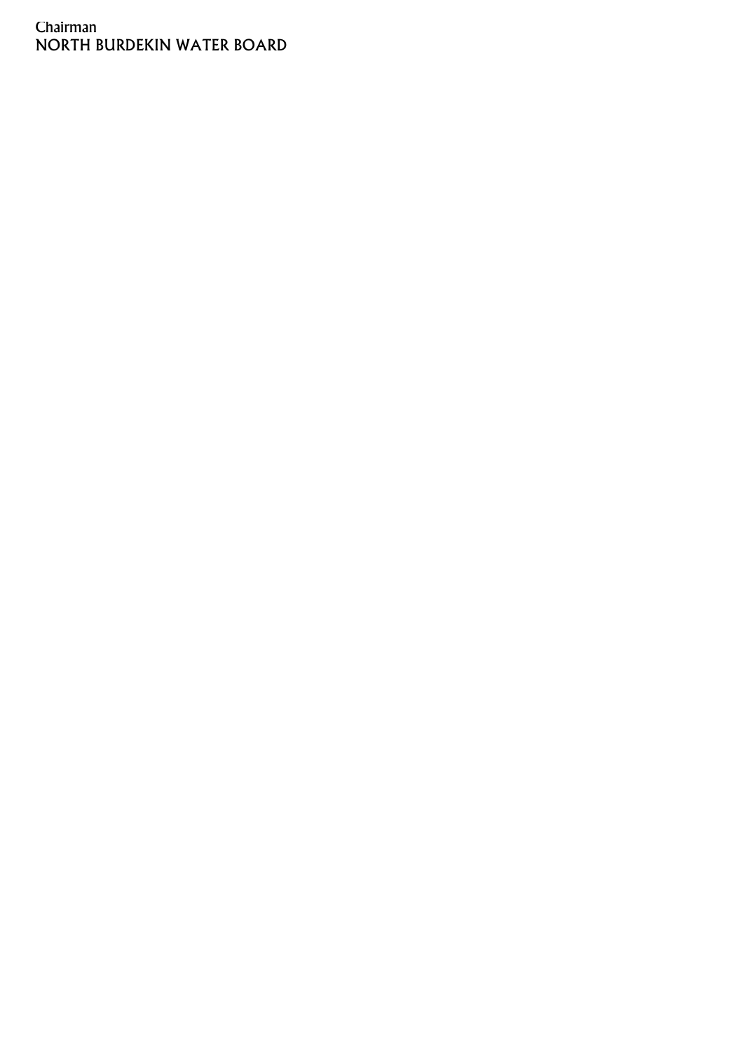Chairman
NORTH BURDEKIN WATER BOARD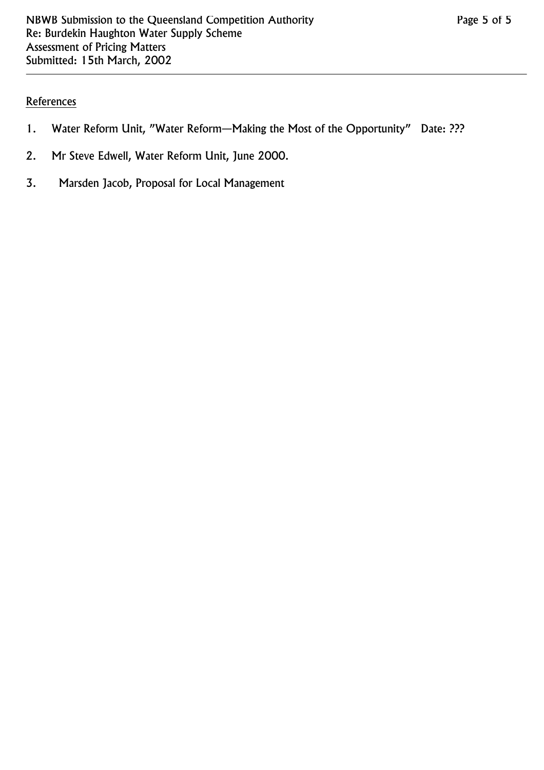<u>References</u>

1. Water Reform Unit, "Water Reform—Making the Most of the Opportunity"   Date: ???
2. Mr Steve Edwell, Water Reform Unit, June 2000.
3. Marsden Jacob, Proposal for Local Management